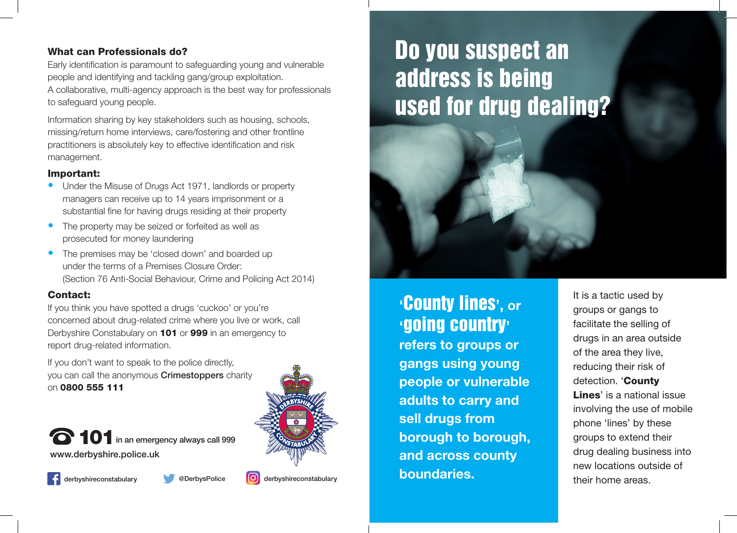## What can Professionals do?

Early identification is paramount to safeguarding young and vulnerable people and identifying and tackling gang/group exploitation.
A collaborative, multi-agency approach is the best way for professionals to safeguard young people.

Information sharing by key stakeholders such as housing, schools, missing/return home interviews, care/fostering and other frontline practitioners is absolutely key to effective identification and risk management.

### Important:

- Under the Misuse of Drugs Act 1971, landlords or property managers can receive up to 14 years imprisonment or a substantial fine for having drugs residing at their property
- The property may be seized or forfeited as well as prosecuted for money laundering
- The premises may be 'closed down' and boarded up under the terms of a Premises Closure Order: (Section 76 Anti-Social Behaviour, Crime and Policing Act 2014)

### Contact:

If you think you have spotted a drugs 'cuckoo' or you're concerned about drug-related crime where you live or work, call Derbyshire Constabulary on **101** or **999** in an emergency to report drug-related information.

If you don't want to speak to the police directly, you can call the anonymous **Crimestoppers** charity on **0800 555 111**

**101** in an emergency always call 999

www.derbyshire.police.uk

derbyshireconstabulary | @DerbysPolice | derbyshireconstabulary

# Do you suspect an address is being used for drug dealing?

**'County lines', or 'going country' refers to groups or gangs using young people or vulnerable adults to carry and sell drugs from borough to borough, and across county boundaries.**

It is a tactic used by groups or gangs to facilitate the selling of drugs in an area outside of the area they live, reducing their risk of detection. '**County Lines**' is a national issue involving the use of mobile phone 'lines' by these groups to extend their drug dealing business into new locations outside of their home areas.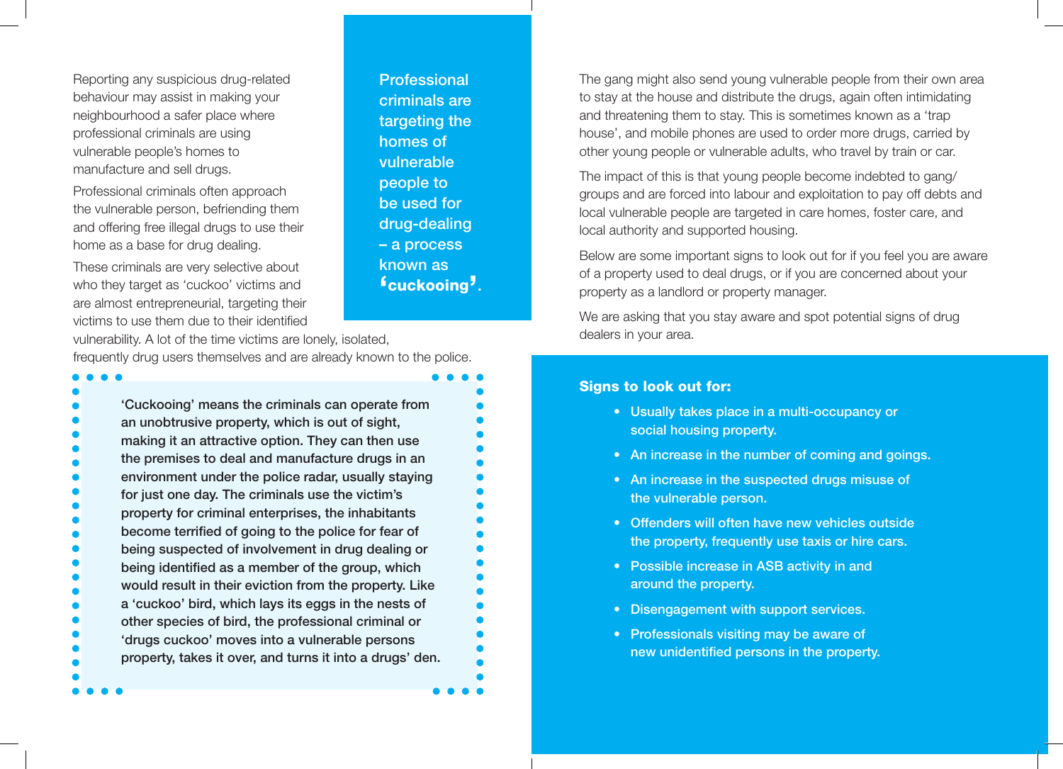Reporting any suspicious drug-related behaviour may assist in making your neighbourhood a safer place where professional criminals are using vulnerable people's homes to manufacture and sell drugs.

Professional criminals often approach the vulnerable person, befriending them and offering free illegal drugs to use their home as a base for drug dealing.

These criminals are very selective about who they target as 'cuckoo' victims and are almost entrepreneurial, targeting their victims to use them due to their identified vulnerability. A lot of the time victims are lonely, isolated, frequently drug users themselves and are already known to the police.

**Professional criminals are targeting the homes of vulnerable people to be used for drug-dealing – a process known as 'cuckooing'.**

**'Cuckooing' means the criminals can operate from an unobtrusive property, which is out of sight, making it an attractive option. They can then use the premises to deal and manufacture drugs in an environment under the police radar, usually staying for just one day. The criminals use the victim's property for criminal enterprises, the inhabitants become terrified of going to the police for fear of being suspected of involvement in drug dealing or being identified as a member of the group, which would result in their eviction from the property. Like a 'cuckoo' bird, which lays its eggs in the nests of other species of bird, the professional criminal or 'drugs cuckoo' moves into a vulnerable persons property, takes it over, and turns it into a drugs' den.**

The gang might also send young vulnerable people from their own area to stay at the house and distribute the drugs, again often intimidating and threatening them to stay. This is sometimes known as a 'trap house', and mobile phones are used to order more drugs, carried by other young people or vulnerable adults, who travel by train or car.

The impact of this is that young people become indebted to gang/groups and are forced into labour and exploitation to pay off debts and local vulnerable people are targeted in care homes, foster care, and local authority and supported housing.

Below are some important signs to look out for if you feel you are aware of a property used to deal drugs, or if you are concerned about your property as a landlord or property manager.

We are asking that you stay aware and spot potential signs of drug dealers in your area.

**Signs to look out for:**

- Usually takes place in a multi-occupancy or social housing property.
- An increase in the number of coming and goings.
- An increase in the suspected drugs misuse of the vulnerable person.
- Offenders will often have new vehicles outside the property, frequently use taxis or hire cars.
- Possible increase in ASB activity in and around the property.
- Disengagement with support services.
- Professionals visiting may be aware of new unidentified persons in the property.